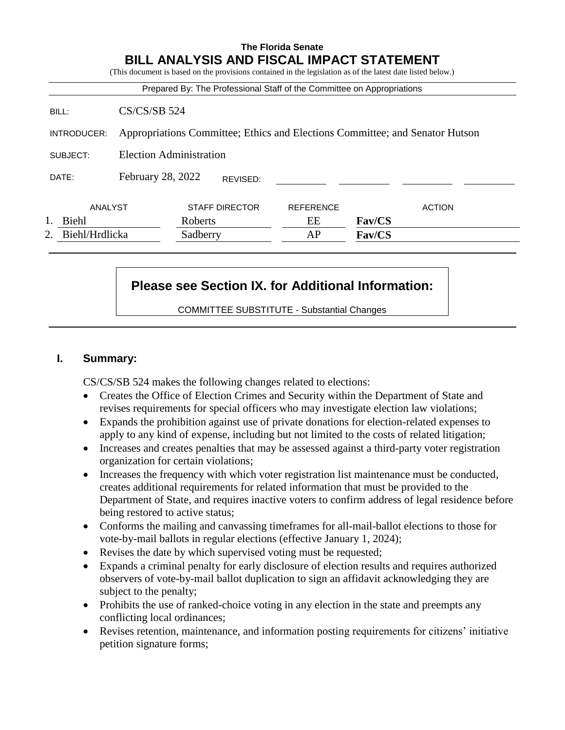**The Florida Senate**

# BILL ANALYSIS AND FISCAL IMPACT STATEMENT

(This document is based on the provisions contained in the legislation as of the latest date listed below.)

Prepared By: The Professional Staff of the Committee on Appropriations

| | |
|---|---|
| BILL: | CS/CS/SB 524 |
| INTRODUCER: | Appropriations Committee; Ethics and Elections Committee; and Senator Hutson |
| SUBJECT: | Election Administration |
| DATE: | February 28, 2022 REVISED: |

| | ANALYST | STAFF DIRECTOR | REFERENCE | ACTION |
|---|---|---|---|---|
| 1. | Biehl | Roberts | EE | **Fav/CS** |
| 2. | Biehl/Hrdlicka | Sadberry | AP | **Fav/CS** |

**Please see Section IX. for Additional Information:**

COMMITTEE SUBSTITUTE - Substantial Changes

## I. Summary:

CS/CS/SB 524 makes the following changes related to elections:

- Creates the Office of Election Crimes and Security within the Department of State and revises requirements for special officers who may investigate election law violations;
- Expands the prohibition against use of private donations for election-related expenses to apply to any kind of expense, including but not limited to the costs of related litigation;
- Increases and creates penalties that may be assessed against a third-party voter registration organization for certain violations;
- Increases the frequency with which voter registration list maintenance must be conducted, creates additional requirements for related information that must be provided to the Department of State, and requires inactive voters to confirm address of legal residence before being restored to active status;
- Conforms the mailing and canvassing timeframes for all-mail-ballot elections to those for vote-by-mail ballots in regular elections (effective January 1, 2024);
- Revises the date by which supervised voting must be requested;
- Expands a criminal penalty for early disclosure of election results and requires authorized observers of vote-by-mail ballot duplication to sign an affidavit acknowledging they are subject to the penalty;
- Prohibits the use of ranked-choice voting in any election in the state and preempts any conflicting local ordinances;
- Revises retention, maintenance, and information posting requirements for citizens' initiative petition signature forms;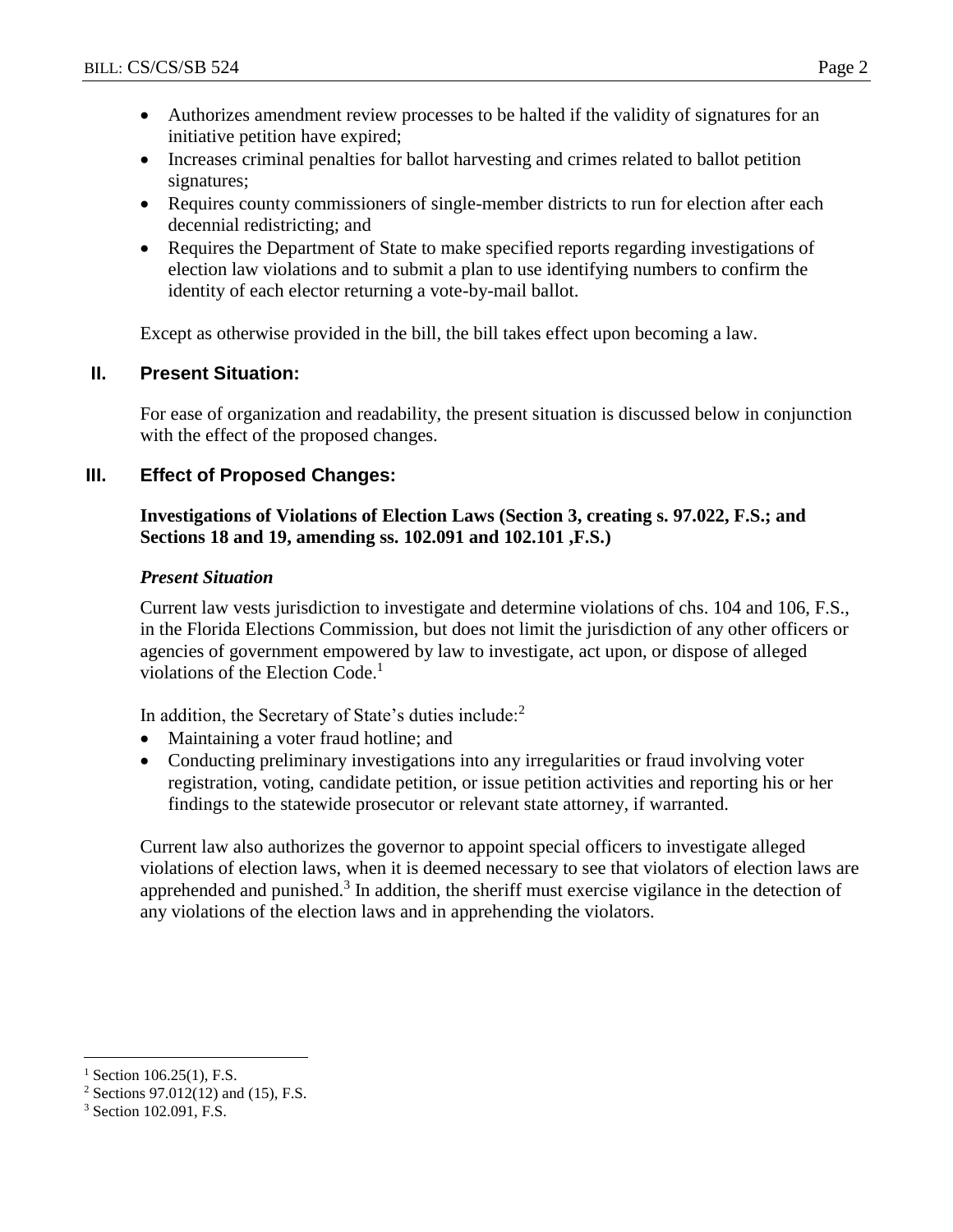- Authorizes amendment review processes to be halted if the validity of signatures for an initiative petition have expired;
- Increases criminal penalties for ballot harvesting and crimes related to ballot petition signatures;
- Requires county commissioners of single-member districts to run for election after each decennial redistricting; and
- Requires the Department of State to make specified reports regarding investigations of election law violations and to submit a plan to use identifying numbers to confirm the identity of each elector returning a vote-by-mail ballot.

Except as otherwise provided in the bill, the bill takes effect upon becoming a law.

## II. Present Situation:

For ease of organization and readability, the present situation is discussed below in conjunction with the effect of the proposed changes.

## III. Effect of Proposed Changes:

**Investigations of Violations of Election Laws (Section 3, creating s. 97.022, F.S.; and Sections 18 and 19, amending ss. 102.091 and 102.101 ,F.S.)**

***Present Situation***

Current law vests jurisdiction to investigate and determine violations of chs. 104 and 106, F.S., in the Florida Elections Commission, but does not limit the jurisdiction of any other officers or agencies of government empowered by law to investigate, act upon, or dispose of alleged violations of the Election Code.[1]

In addition, the Secretary of State's duties include:[2]

- Maintaining a voter fraud hotline; and
- Conducting preliminary investigations into any irregularities or fraud involving voter registration, voting, candidate petition, or issue petition activities and reporting his or her findings to the statewide prosecutor or relevant state attorney, if warranted.

Current law also authorizes the governor to appoint special officers to investigate alleged violations of election laws, when it is deemed necessary to see that violators of election laws are apprehended and punished.[3] In addition, the sheriff must exercise vigilance in the detection of any violations of the election laws and in apprehending the violators.

[1] Section 106.25(1), F.S.

[2] Sections 97.012(12) and (15), F.S.

[3] Section 102.091, F.S.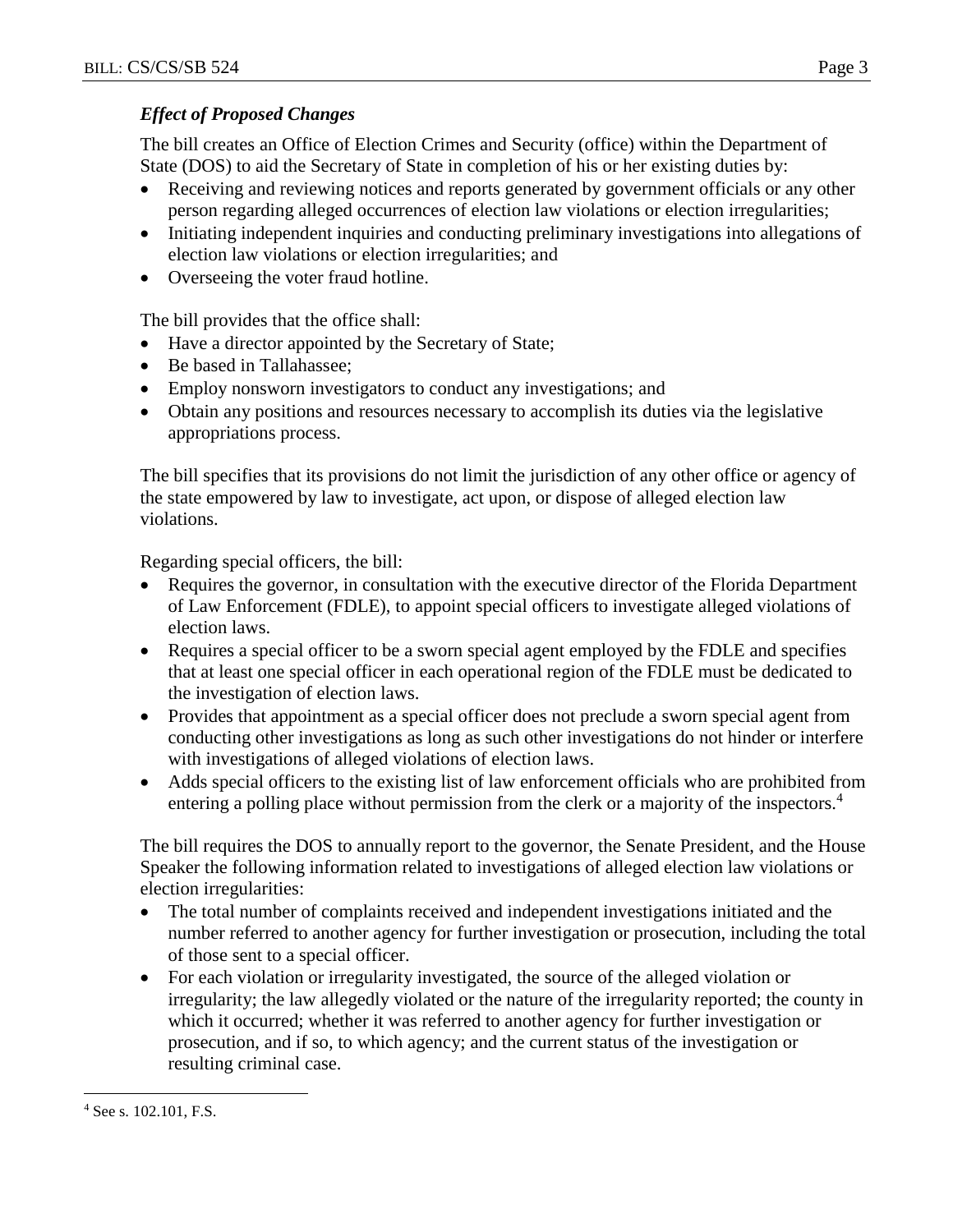### *Effect of Proposed Changes*

The bill creates an Office of Election Crimes and Security (office) within the Department of State (DOS) to aid the Secretary of State in completion of his or her existing duties by:

- Receiving and reviewing notices and reports generated by government officials or any other person regarding alleged occurrences of election law violations or election irregularities;
- Initiating independent inquiries and conducting preliminary investigations into allegations of election law violations or election irregularities; and
- Overseeing the voter fraud hotline.

The bill provides that the office shall:

- Have a director appointed by the Secretary of State;
- Be based in Tallahassee;
- Employ nonsworn investigators to conduct any investigations; and
- Obtain any positions and resources necessary to accomplish its duties via the legislative appropriations process.

The bill specifies that its provisions do not limit the jurisdiction of any other office or agency of the state empowered by law to investigate, act upon, or dispose of alleged election law violations.

Regarding special officers, the bill:

- Requires the governor, in consultation with the executive director of the Florida Department of Law Enforcement (FDLE), to appoint special officers to investigate alleged violations of election laws.
- Requires a special officer to be a sworn special agent employed by the FDLE and specifies that at least one special officer in each operational region of the FDLE must be dedicated to the investigation of election laws.
- Provides that appointment as a special officer does not preclude a sworn special agent from conducting other investigations as long as such other investigations do not hinder or interfere with investigations of alleged violations of election laws.
- Adds special officers to the existing list of law enforcement officials who are prohibited from entering a polling place without permission from the clerk or a majority of the inspectors.[4]

The bill requires the DOS to annually report to the governor, the Senate President, and the House Speaker the following information related to investigations of alleged election law violations or election irregularities:

- The total number of complaints received and independent investigations initiated and the number referred to another agency for further investigation or prosecution, including the total of those sent to a special officer.
- For each violation or irregularity investigated, the source of the alleged violation or irregularity; the law allegedly violated or the nature of the irregularity reported; the county in which it occurred; whether it was referred to another agency for further investigation or prosecution, and if so, to which agency; and the current status of the investigation or resulting criminal case.

[4] See s. 102.101, F.S.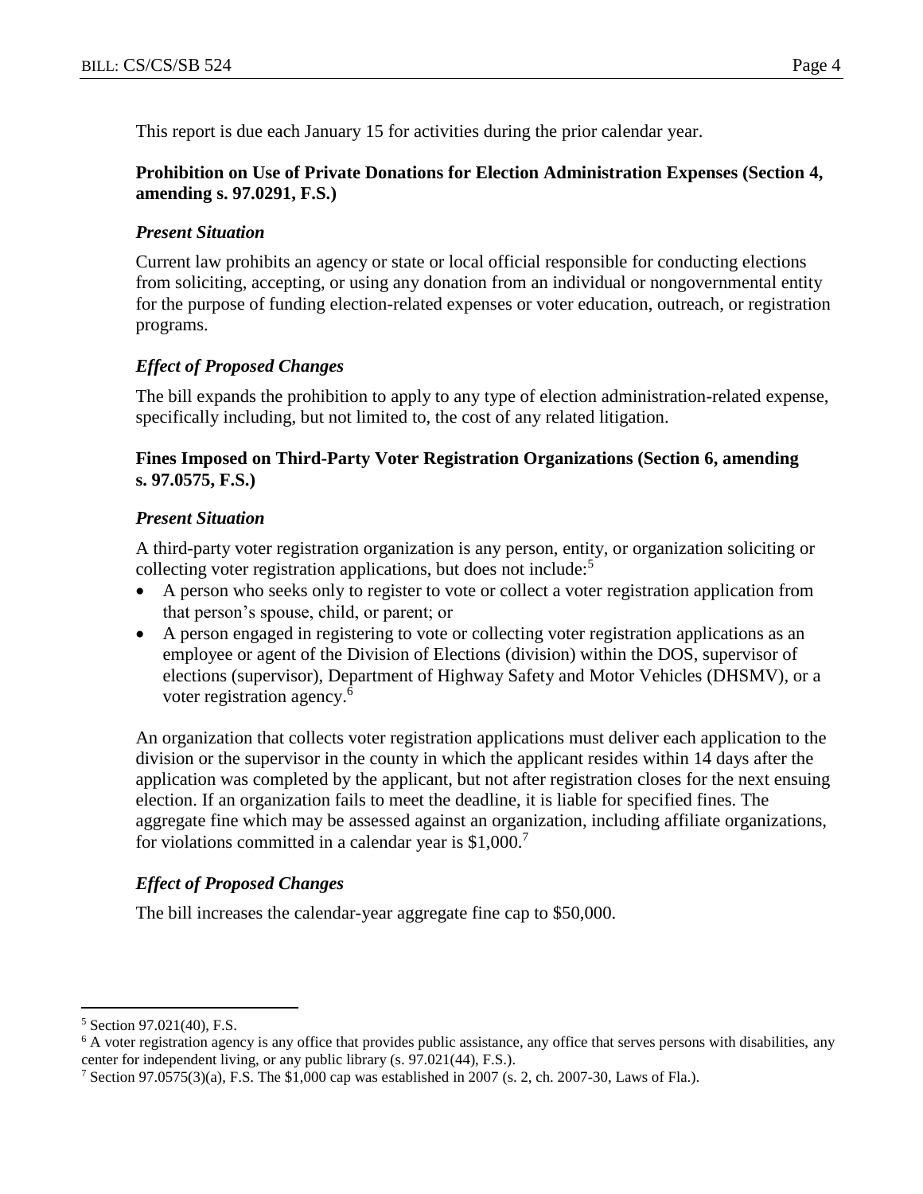This report is due each January 15 for activities during the prior calendar year.

**Prohibition on Use of Private Donations for Election Administration Expenses (Section 4, amending s. 97.0291, F.S.)**

***Present Situation***

Current law prohibits an agency or state or local official responsible for conducting elections from soliciting, accepting, or using any donation from an individual or nongovernmental entity for the purpose of funding election-related expenses or voter education, outreach, or registration programs.

***Effect of Proposed Changes***

The bill expands the prohibition to apply to any type of election administration-related expense, specifically including, but not limited to, the cost of any related litigation.

**Fines Imposed on Third-Party Voter Registration Organizations (Section 6, amending s. 97.0575, F.S.)**

***Present Situation***

A third-party voter registration organization is any person, entity, or organization soliciting or collecting voter registration applications, but does not include:[5]

- A person who seeks only to register to vote or collect a voter registration application from that person's spouse, child, or parent; or
- A person engaged in registering to vote or collecting voter registration applications as an employee or agent of the Division of Elections (division) within the DOS, supervisor of elections (supervisor), Department of Highway Safety and Motor Vehicles (DHSMV), or a voter registration agency.[6]

An organization that collects voter registration applications must deliver each application to the division or the supervisor in the county in which the applicant resides within 14 days after the application was completed by the applicant, but not after registration closes for the next ensuing election. If an organization fails to meet the deadline, it is liable for specified fines. The aggregate fine which may be assessed against an organization, including affiliate organizations, for violations committed in a calendar year is $1,000.[7]

***Effect of Proposed Changes***

The bill increases the calendar-year aggregate fine cap to $50,000.

---

[5] Section 97.021(40), F.S.

[6] A voter registration agency is any office that provides public assistance, any office that serves persons with disabilities, any center for independent living, or any public library (s. 97.021(44), F.S.).

[7] Section 97.0575(3)(a), F.S. The $1,000 cap was established in 2007 (s. 2, ch. 2007-30, Laws of Fla.).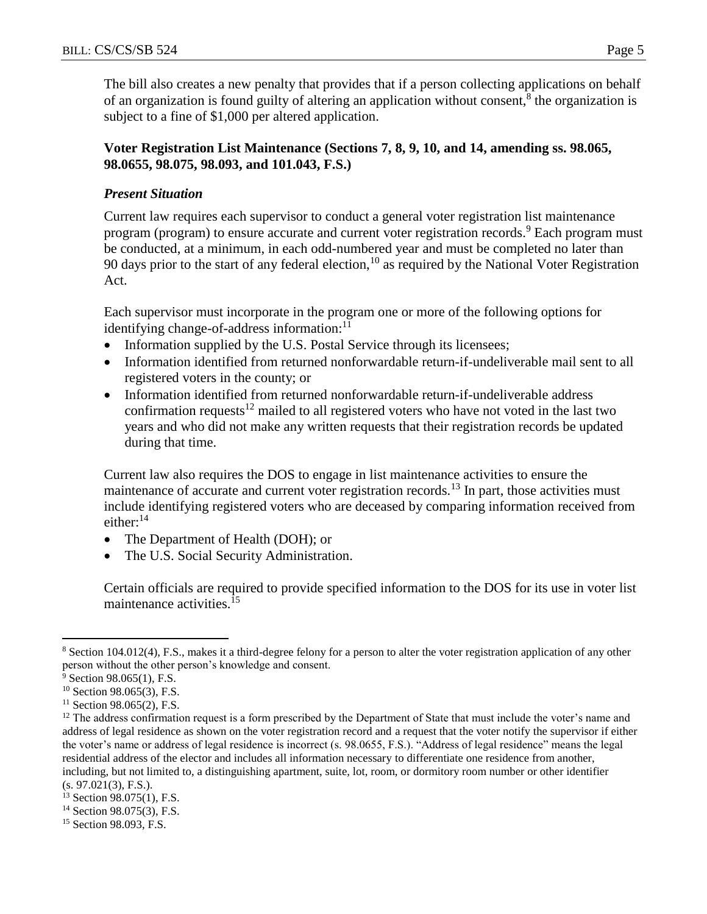The bill also creates a new penalty that provides that if a person collecting applications on behalf of an organization is found guilty of altering an application without consent,[8] the organization is subject to a fine of $1,000 per altered application.

**Voter Registration List Maintenance (Sections 7, 8, 9, 10, and 14, amending ss. 98.065, 98.0655, 98.075, 98.093, and 101.043, F.S.)**

***Present Situation***

Current law requires each supervisor to conduct a general voter registration list maintenance program (program) to ensure accurate and current voter registration records.[9] Each program must be conducted, at a minimum, in each odd-numbered year and must be completed no later than 90 days prior to the start of any federal election,[10] as required by the National Voter Registration Act.

Each supervisor must incorporate in the program one or more of the following options for identifying change-of-address information:[11]

- Information supplied by the U.S. Postal Service through its licensees;
- Information identified from returned nonforwardable return-if-undeliverable mail sent to all registered voters in the county; or
- Information identified from returned nonforwardable return-if-undeliverable address confirmation requests[12] mailed to all registered voters who have not voted in the last two years and who did not make any written requests that their registration records be updated during that time.

Current law also requires the DOS to engage in list maintenance activities to ensure the maintenance of accurate and current voter registration records.[13] In part, those activities must include identifying registered voters who are deceased by comparing information received from either:[14]

- The Department of Health (DOH); or
- The U.S. Social Security Administration.

Certain officials are required to provide specified information to the DOS for its use in voter list maintenance activities.[15]

---

[8] Section 104.012(4), F.S., makes it a third-degree felony for a person to alter the voter registration application of any other person without the other person's knowledge and consent.

[9] Section 98.065(1), F.S.

[10] Section 98.065(3), F.S.

[11] Section 98.065(2), F.S.

[12] The address confirmation request is a form prescribed by the Department of State that must include the voter's name and address of legal residence as shown on the voter registration record and a request that the voter notify the supervisor if either the voter's name or address of legal residence is incorrect (s. 98.0655, F.S.). "Address of legal residence" means the legal residential address of the elector and includes all information necessary to differentiate one residence from another, including, but not limited to, a distinguishing apartment, suite, lot, room, or dormitory room number or other identifier (s. 97.021(3), F.S.).

[13] Section 98.075(1), F.S.

[14] Section 98.075(3), F.S.

[15] Section 98.093, F.S.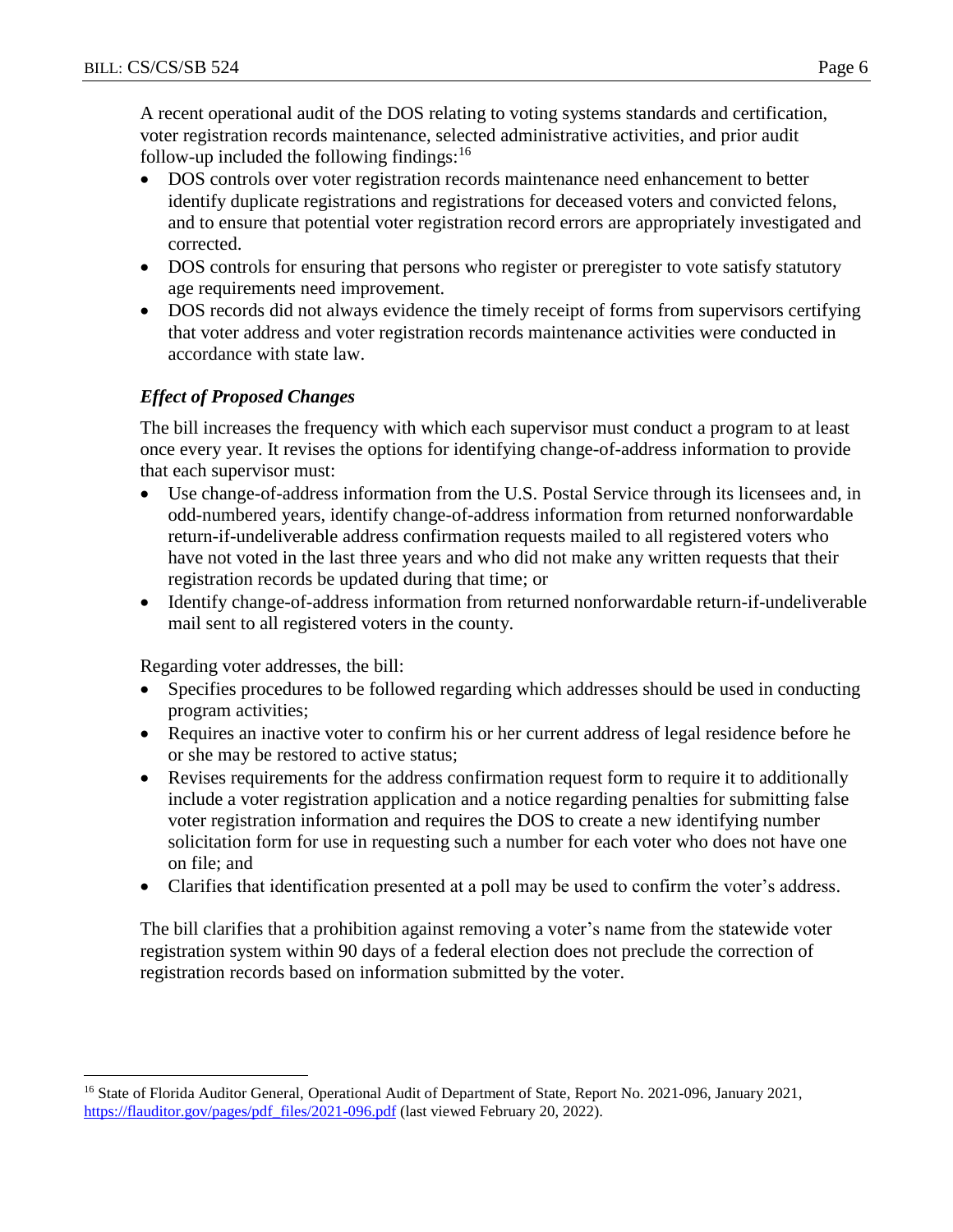A recent operational audit of the DOS relating to voting systems standards and certification, voter registration records maintenance, selected administrative activities, and prior audit follow-up included the following findings:[16]

- DOS controls over voter registration records maintenance need enhancement to better identify duplicate registrations and registrations for deceased voters and convicted felons, and to ensure that potential voter registration record errors are appropriately investigated and corrected.
- DOS controls for ensuring that persons who register or preregister to vote satisfy statutory age requirements need improvement.
- DOS records did not always evidence the timely receipt of forms from supervisors certifying that voter address and voter registration records maintenance activities were conducted in accordance with state law.

### *Effect of Proposed Changes*

The bill increases the frequency with which each supervisor must conduct a program to at least once every year. It revises the options for identifying change-of-address information to provide that each supervisor must:

- Use change-of-address information from the U.S. Postal Service through its licensees and, in odd-numbered years, identify change-of-address information from returned nonforwardable return-if-undeliverable address confirmation requests mailed to all registered voters who have not voted in the last three years and who did not make any written requests that their registration records be updated during that time; or
- Identify change-of-address information from returned nonforwardable return-if-undeliverable mail sent to all registered voters in the county.

Regarding voter addresses, the bill:

- Specifies procedures to be followed regarding which addresses should be used in conducting program activities;
- Requires an inactive voter to confirm his or her current address of legal residence before he or she may be restored to active status;
- Revises requirements for the address confirmation request form to require it to additionally include a voter registration application and a notice regarding penalties for submitting false voter registration information and requires the DOS to create a new identifying number solicitation form for use in requesting such a number for each voter who does not have one on file; and
- Clarifies that identification presented at a poll may be used to confirm the voter's address.

The bill clarifies that a prohibition against removing a voter's name from the statewide voter registration system within 90 days of a federal election does not preclude the correction of registration records based on information submitted by the voter.

---

[16] State of Florida Auditor General, Operational Audit of Department of State, Report No. 2021-096, January 2021, https://flauditor.gov/pages/pdf_files/2021-096.pdf (last viewed February 20, 2022).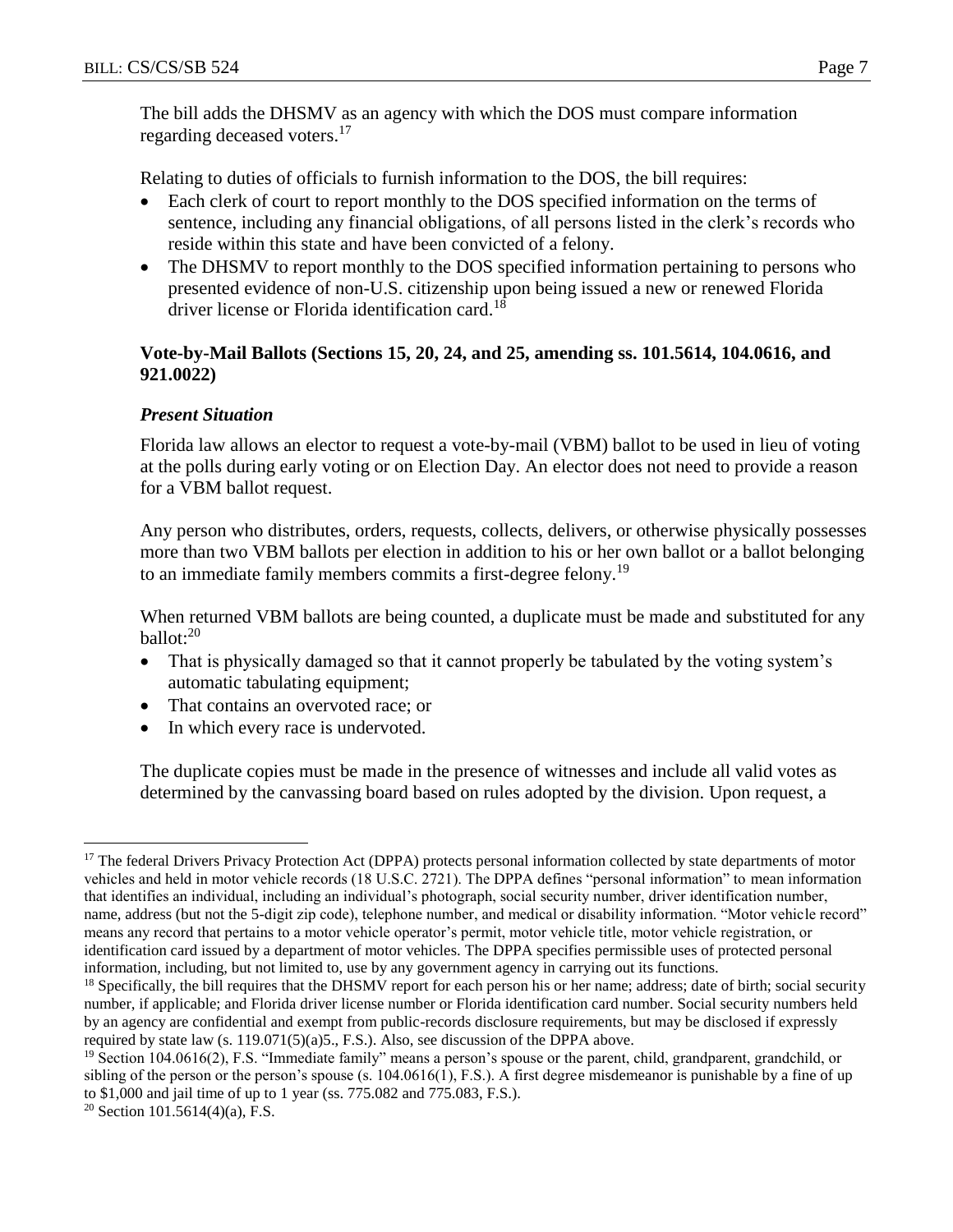The bill adds the DHSMV as an agency with which the DOS must compare information regarding deceased voters.[17]

Relating to duties of officials to furnish information to the DOS, the bill requires:

- Each clerk of court to report monthly to the DOS specified information on the terms of sentence, including any financial obligations, of all persons listed in the clerk's records who reside within this state and have been convicted of a felony.
- The DHSMV to report monthly to the DOS specified information pertaining to persons who presented evidence of non-U.S. citizenship upon being issued a new or renewed Florida driver license or Florida identification card.[18]

### Vote-by-Mail Ballots (Sections 15, 20, 24, and 25, amending ss. 101.5614, 104.0616, and 921.0022)

#### *Present Situation*

Florida law allows an elector to request a vote-by-mail (VBM) ballot to be used in lieu of voting at the polls during early voting or on Election Day. An elector does not need to provide a reason for a VBM ballot request.

Any person who distributes, orders, requests, collects, delivers, or otherwise physically possesses more than two VBM ballots per election in addition to his or her own ballot or a ballot belonging to an immediate family members commits a first-degree felony.[19]

When returned VBM ballots are being counted, a duplicate must be made and substituted for any ballot:[20]

- That is physically damaged so that it cannot properly be tabulated by the voting system's automatic tabulating equipment;
- That contains an overvoted race; or
- In which every race is undervoted.

The duplicate copies must be made in the presence of witnesses and include all valid votes as determined by the canvassing board based on rules adopted by the division. Upon request, a

---

[17] The federal Drivers Privacy Protection Act (DPPA) protects personal information collected by state departments of motor vehicles and held in motor vehicle records (18 U.S.C. 2721). The DPPA defines "personal information" to mean information that identifies an individual, including an individual's photograph, social security number, driver identification number, name, address (but not the 5-digit zip code), telephone number, and medical or disability information. "Motor vehicle record" means any record that pertains to a motor vehicle operator's permit, motor vehicle title, motor vehicle registration, or identification card issued by a department of motor vehicles. The DPPA specifies permissible uses of protected personal information, including, but not limited to, use by any government agency in carrying out its functions.

[18] Specifically, the bill requires that the DHSMV report for each person his or her name; address; date of birth; social security number, if applicable; and Florida driver license number or Florida identification card number. Social security numbers held by an agency are confidential and exempt from public-records disclosure requirements, but may be disclosed if expressly required by state law (s. 119.071(5)(a)5., F.S.). Also, see discussion of the DPPA above.

[19] Section 104.0616(2), F.S. "Immediate family" means a person's spouse or the parent, child, grandparent, grandchild, or sibling of the person or the person's spouse (s. 104.0616(1), F.S.). A first degree misdemeanor is punishable by a fine of up to $1,000 and jail time of up to 1 year (ss. 775.082 and 775.083, F.S.).

[20] Section 101.5614(4)(a), F.S.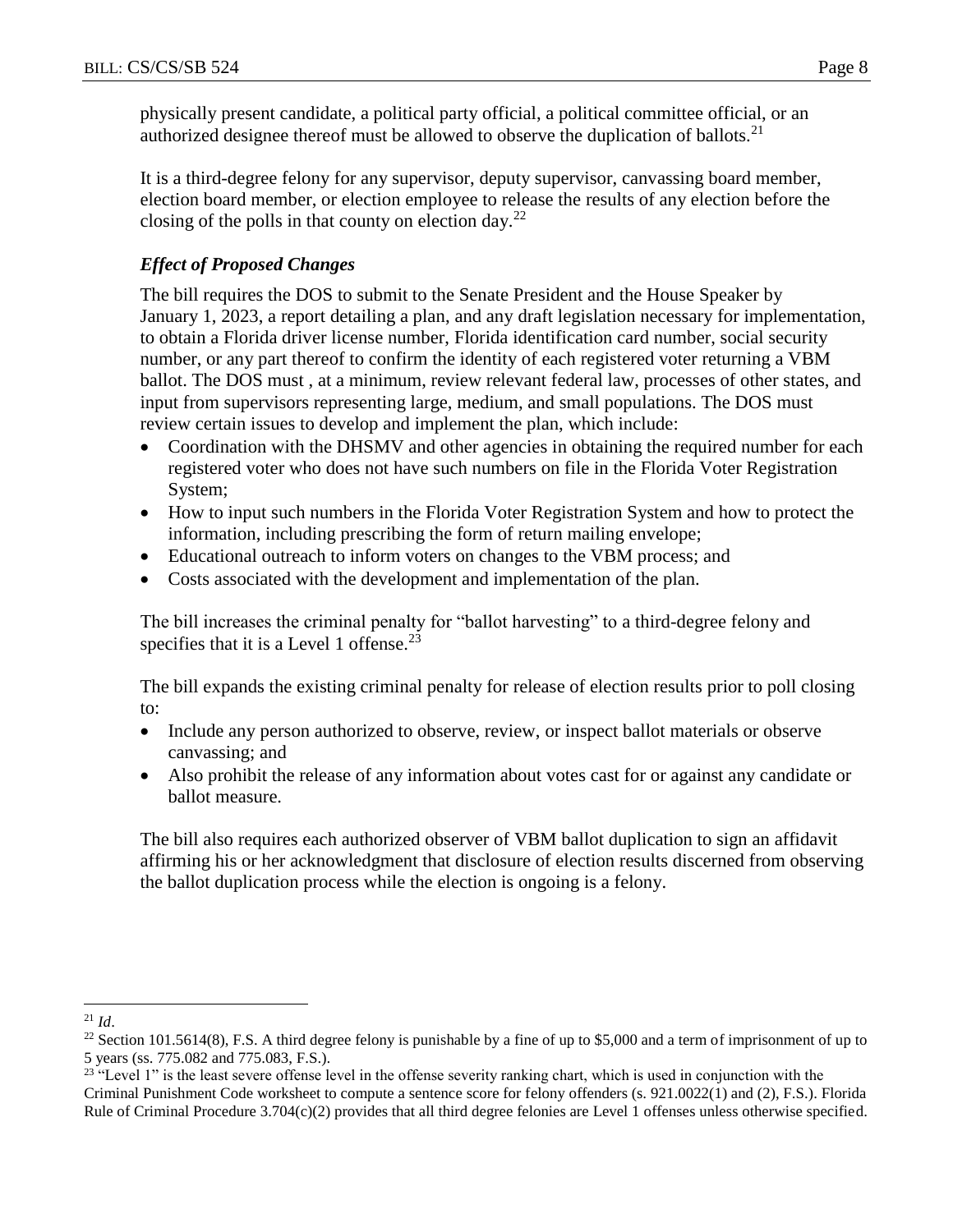physically present candidate, a political party official, a political committee official, or an authorized designee thereof must be allowed to observe the duplication of ballots.[21]

It is a third-degree felony for any supervisor, deputy supervisor, canvassing board member, election board member, or election employee to release the results of any election before the closing of the polls in that county on election day.[22]

### *Effect of Proposed Changes*

The bill requires the DOS to submit to the Senate President and the House Speaker by January 1, 2023, a report detailing a plan, and any draft legislation necessary for implementation, to obtain a Florida driver license number, Florida identification card number, social security number, or any part thereof to confirm the identity of each registered voter returning a VBM ballot. The DOS must , at a minimum, review relevant federal law, processes of other states, and input from supervisors representing large, medium, and small populations. The DOS must review certain issues to develop and implement the plan, which include:

- Coordination with the DHSMV and other agencies in obtaining the required number for each registered voter who does not have such numbers on file in the Florida Voter Registration System;
- How to input such numbers in the Florida Voter Registration System and how to protect the information, including prescribing the form of return mailing envelope;
- Educational outreach to inform voters on changes to the VBM process; and
- Costs associated with the development and implementation of the plan.

The bill increases the criminal penalty for "ballot harvesting" to a third-degree felony and specifies that it is a Level 1 offense.[23]

The bill expands the existing criminal penalty for release of election results prior to poll closing to:

- Include any person authorized to observe, review, or inspect ballot materials or observe canvassing; and
- Also prohibit the release of any information about votes cast for or against any candidate or ballot measure.

The bill also requires each authorized observer of VBM ballot duplication to sign an affidavit affirming his or her acknowledgment that disclosure of election results discerned from observing the ballot duplication process while the election is ongoing is a felony.

---

[21] *Id*.

[22] Section 101.5614(8), F.S. A third degree felony is punishable by a fine of up to $5,000 and a term of imprisonment of up to 5 years (ss. 775.082 and 775.083, F.S.).

[23] "Level 1" is the least severe offense level in the offense severity ranking chart, which is used in conjunction with the Criminal Punishment Code worksheet to compute a sentence score for felony offenders (s. 921.0022(1) and (2), F.S.). Florida Rule of Criminal Procedure 3.704(c)(2) provides that all third degree felonies are Level 1 offenses unless otherwise specified.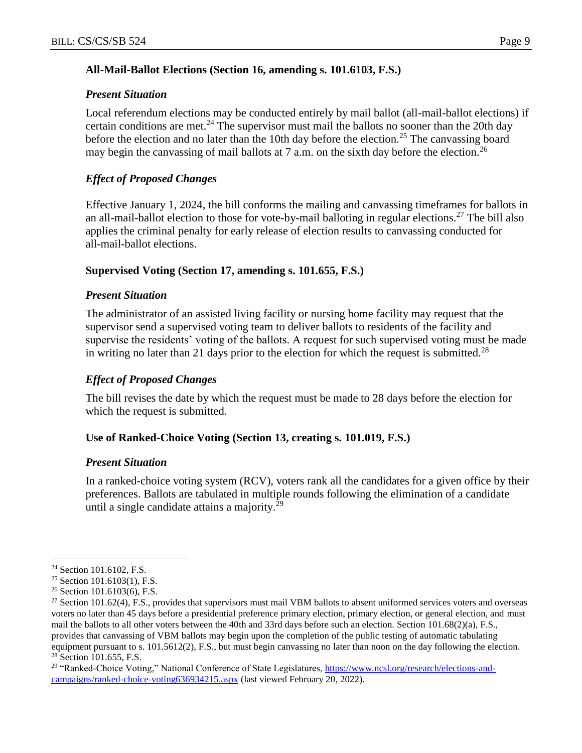### All-Mail-Ballot Elections (Section 16, amending s. 101.6103, F.S.)

#### *Present Situation*

Local referendum elections may be conducted entirely by mail ballot (all-mail-ballot elections) if certain conditions are met.[24] The supervisor must mail the ballots no sooner than the 20th day before the election and no later than the 10th day before the election.[25] The canvassing board may begin the canvassing of mail ballots at 7 a.m. on the sixth day before the election.[26]

#### *Effect of Proposed Changes*

Effective January 1, 2024, the bill conforms the mailing and canvassing timeframes for ballots in an all-mail-ballot election to those for vote-by-mail balloting in regular elections.[27] The bill also applies the criminal penalty for early release of election results to canvassing conducted for all-mail-ballot elections.

### Supervised Voting (Section 17, amending s. 101.655, F.S.)

#### *Present Situation*

The administrator of an assisted living facility or nursing home facility may request that the supervisor send a supervised voting team to deliver ballots to residents of the facility and supervise the residents' voting of the ballots. A request for such supervised voting must be made in writing no later than 21 days prior to the election for which the request is submitted.[28]

#### *Effect of Proposed Changes*

The bill revises the date by which the request must be made to 28 days before the election for which the request is submitted.

### Use of Ranked-Choice Voting (Section 13, creating s. 101.019, F.S.)

#### *Present Situation*

In a ranked-choice voting system (RCV), voters rank all the candidates for a given office by their preferences. Ballots are tabulated in multiple rounds following the elimination of a candidate until a single candidate attains a majority.[29]

---

[24] Section 101.6102, F.S.

[25] Section 101.6103(1), F.S.

[26] Section 101.6103(6), F.S.

[27] Section 101.62(4), F.S., provides that supervisors must mail VBM ballots to absent uniformed services voters and overseas voters no later than 45 days before a presidential preference primary election, primary election, or general election, and must mail the ballots to all other voters between the 40th and 33rd days before such an election. Section 101.68(2)(a), F.S., provides that canvassing of VBM ballots may begin upon the completion of the public testing of automatic tabulating equipment pursuant to s. 101.5612(2), F.S., but must begin canvassing no later than noon on the day following the election.

[28] Section 101.655, F.S.

[29] "Ranked-Choice Voting," National Conference of State Legislatures, https://www.ncsl.org/research/elections-and-campaigns/ranked-choice-voting636934215.aspx (last viewed February 20, 2022).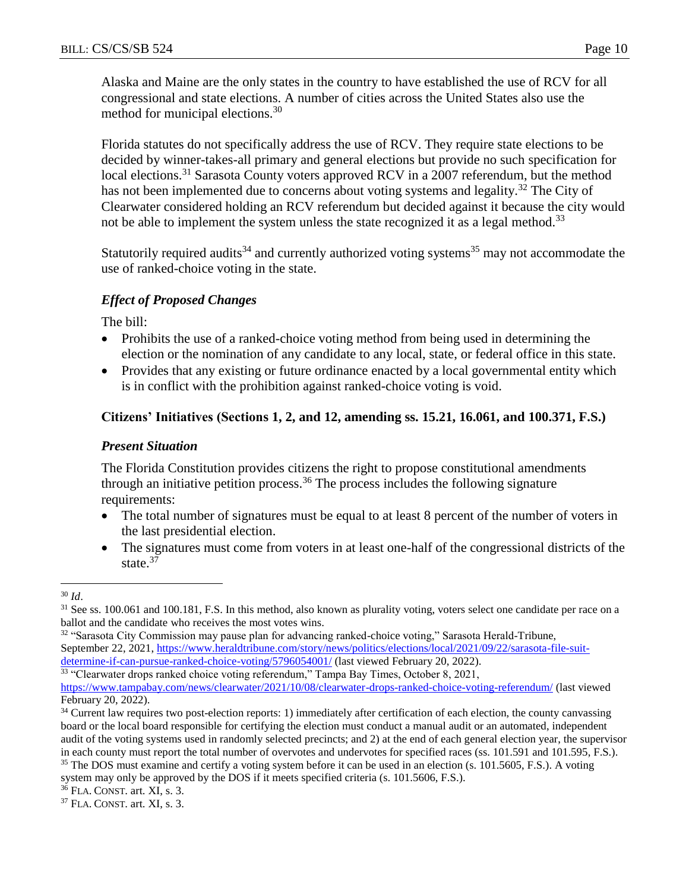Alaska and Maine are the only states in the country to have established the use of RCV for all congressional and state elections. A number of cities across the United States also use the method for municipal elections.[30]

Florida statutes do not specifically address the use of RCV. They require state elections to be decided by winner-takes-all primary and general elections but provide no such specification for local elections.[31] Sarasota County voters approved RCV in a 2007 referendum, but the method has not been implemented due to concerns about voting systems and legality.[32] The City of Clearwater considered holding an RCV referendum but decided against it because the city would not be able to implement the system unless the state recognized it as a legal method.[33]

Statutorily required audits[34] and currently authorized voting systems[35] may not accommodate the use of ranked-choice voting in the state.

### *Effect of Proposed Changes*

The bill:

- Prohibits the use of a ranked-choice voting method from being used in determining the election or the nomination of any candidate to any local, state, or federal office in this state.
- Provides that any existing or future ordinance enacted by a local governmental entity which is in conflict with the prohibition against ranked-choice voting is void.

## Citizens' Initiatives (Sections 1, 2, and 12, amending ss. 15.21, 16.061, and 100.371, F.S.)

### *Present Situation*

The Florida Constitution provides citizens the right to propose constitutional amendments through an initiative petition process.[36] The process includes the following signature requirements:

- The total number of signatures must be equal to at least 8 percent of the number of voters in the last presidential election.
- The signatures must come from voters in at least one-half of the congressional districts of the state.[37]

---

[30] *Id*.

[31] See ss. 100.061 and 100.181, F.S. In this method, also known as plurality voting, voters select one candidate per race on a ballot and the candidate who receives the most votes wins.

[32] "Sarasota City Commission may pause plan for advancing ranked-choice voting," Sarasota Herald-Tribune, September 22, 2021, https://www.heraldtribune.com/story/news/politics/elections/local/2021/09/22/sarasota-file-suit-determine-if-can-pursue-ranked-choice-voting/5796054001/ (last viewed February 20, 2022).

[33] "Clearwater drops ranked choice voting referendum," Tampa Bay Times, October 8, 2021, https://www.tampabay.com/news/clearwater/2021/10/08/clearwater-drops-ranked-choice-voting-referendum/ (last viewed February 20, 2022).

[34] Current law requires two post-election reports: 1) immediately after certification of each election, the county canvassing board or the local board responsible for certifying the election must conduct a manual audit or an automated, independent audit of the voting systems used in randomly selected precincts; and 2) at the end of each general election year, the supervisor in each county must report the total number of overvotes and undervotes for specified races (ss. 101.591 and 101.595, F.S.).

[35] The DOS must examine and certify a voting system before it can be used in an election (s. 101.5605, F.S.). A voting system may only be approved by the DOS if it meets specified criteria (s. 101.5606, F.S.).

[36] FLA. CONST. art. XI, s. 3.

[37] FLA. CONST. art. XI, s. 3.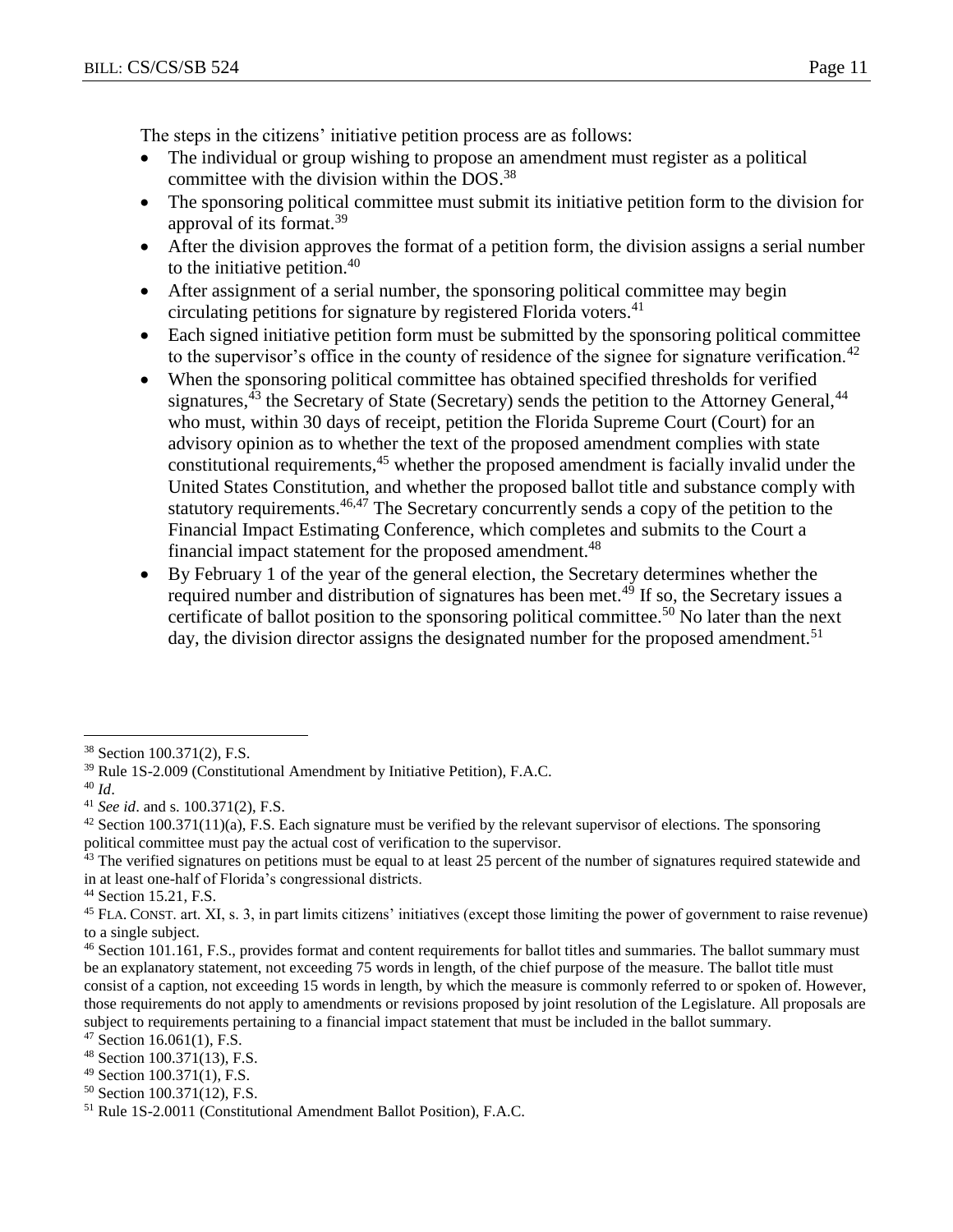The steps in the citizens' initiative petition process are as follows:

- The individual or group wishing to propose an amendment must register as a political committee with the division within the DOS.[38]
- The sponsoring political committee must submit its initiative petition form to the division for approval of its format.[39]
- After the division approves the format of a petition form, the division assigns a serial number to the initiative petition.[40]
- After assignment of a serial number, the sponsoring political committee may begin circulating petitions for signature by registered Florida voters.[41]
- Each signed initiative petition form must be submitted by the sponsoring political committee to the supervisor's office in the county of residence of the signee for signature verification.[42]
- When the sponsoring political committee has obtained specified thresholds for verified signatures,[43] the Secretary of State (Secretary) sends the petition to the Attorney General,[44] who must, within 30 days of receipt, petition the Florida Supreme Court (Court) for an advisory opinion as to whether the text of the proposed amendment complies with state constitutional requirements,[45] whether the proposed amendment is facially invalid under the United States Constitution, and whether the proposed ballot title and substance comply with statutory requirements.[46,47] The Secretary concurrently sends a copy of the petition to the Financial Impact Estimating Conference, which completes and submits to the Court a financial impact statement for the proposed amendment.[48]
- By February 1 of the year of the general election, the Secretary determines whether the required number and distribution of signatures has been met.[49] If so, the Secretary issues a certificate of ballot position to the sponsoring political committee.[50] No later than the next day, the division director assigns the designated number for the proposed amendment.[51]

---

[38] Section 100.371(2), F.S.

[39] Rule 1S-2.009 (Constitutional Amendment by Initiative Petition), F.A.C.

[40] *Id*.

[41] *See id*. and s. 100.371(2), F.S.

[42] Section 100.371(11)(a), F.S. Each signature must be verified by the relevant supervisor of elections. The sponsoring political committee must pay the actual cost of verification to the supervisor.

[43] The verified signatures on petitions must be equal to at least 25 percent of the number of signatures required statewide and in at least one-half of Florida's congressional districts.

[44] Section 15.21, F.S.

[45] FLA. CONST. art. XI, s. 3, in part limits citizens' initiatives (except those limiting the power of government to raise revenue) to a single subject.

[46] Section 101.161, F.S., provides format and content requirements for ballot titles and summaries. The ballot summary must be an explanatory statement, not exceeding 75 words in length, of the chief purpose of the measure. The ballot title must consist of a caption, not exceeding 15 words in length, by which the measure is commonly referred to or spoken of. However, those requirements do not apply to amendments or revisions proposed by joint resolution of the Legislature. All proposals are subject to requirements pertaining to a financial impact statement that must be included in the ballot summary.

[47] Section 16.061(1), F.S.

[48] Section 100.371(13), F.S.

[49] Section 100.371(1), F.S.

[50] Section 100.371(12), F.S.

[51] Rule 1S-2.0011 (Constitutional Amendment Ballot Position), F.A.C.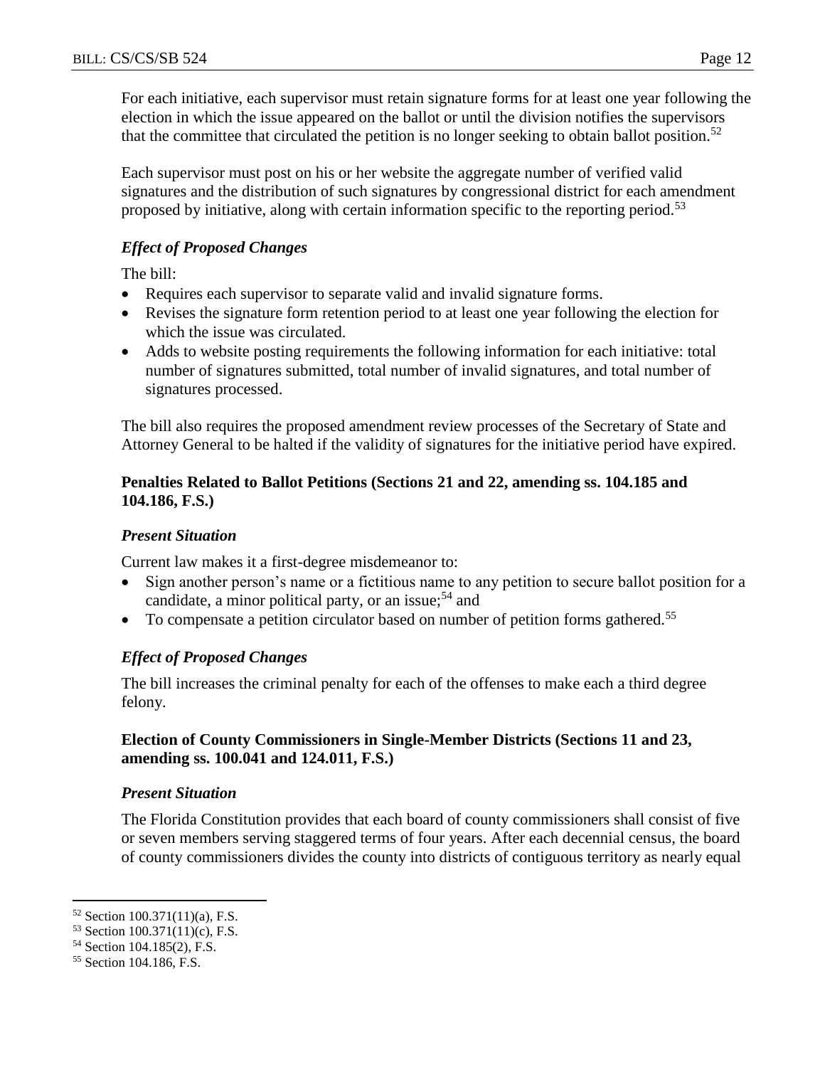For each initiative, each supervisor must retain signature forms for at least one year following the election in which the issue appeared on the ballot or until the division notifies the supervisors that the committee that circulated the petition is no longer seeking to obtain ballot position.[52]

Each supervisor must post on his or her website the aggregate number of verified valid signatures and the distribution of such signatures by congressional district for each amendment proposed by initiative, along with certain information specific to the reporting period.[53]

### *Effect of Proposed Changes*

The bill:

- Requires each supervisor to separate valid and invalid signature forms.
- Revises the signature form retention period to at least one year following the election for which the issue was circulated.
- Adds to website posting requirements the following information for each initiative: total number of signatures submitted, total number of invalid signatures, and total number of signatures processed.

The bill also requires the proposed amendment review processes of the Secretary of State and Attorney General to be halted if the validity of signatures for the initiative period have expired.

## **Penalties Related to Ballot Petitions (Sections 21 and 22, amending ss. 104.185 and 104.186, F.S.)**

### *Present Situation*

Current law makes it a first-degree misdemeanor to:

- Sign another person's name or a fictitious name to any petition to secure ballot position for a candidate, a minor political party, or an issue;[54] and
- To compensate a petition circulator based on number of petition forms gathered.[55]

### *Effect of Proposed Changes*

The bill increases the criminal penalty for each of the offenses to make each a third degree felony.

## **Election of County Commissioners in Single-Member Districts (Sections 11 and 23, amending ss. 100.041 and 124.011, F.S.)**

### *Present Situation*

The Florida Constitution provides that each board of county commissioners shall consist of five or seven members serving staggered terms of four years. After each decennial census, the board of county commissioners divides the county into districts of contiguous territory as nearly equal

---

[52] Section 100.371(11)(a), F.S.
[53] Section 100.371(11)(c), F.S.
[54] Section 104.185(2), F.S.
[55] Section 104.186, F.S.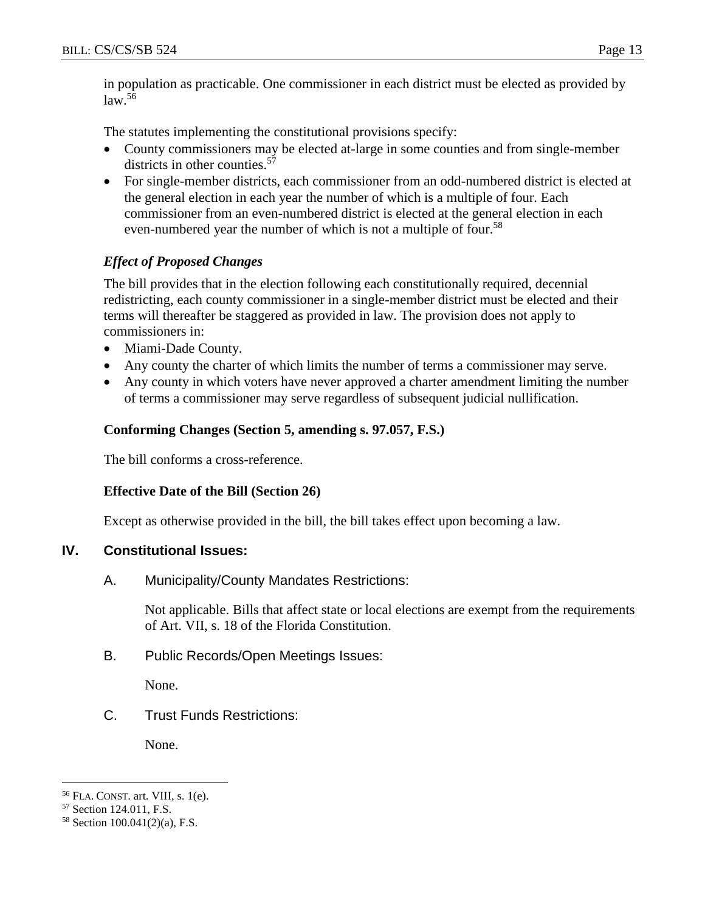in population as practicable. One commissioner in each district must be elected as provided by law.[56]

The statutes implementing the constitutional provisions specify:

- County commissioners may be elected at-large in some counties and from single-member districts in other counties.[57]
- For single-member districts, each commissioner from an odd-numbered district is elected at the general election in each year the number of which is a multiple of four. Each commissioner from an even-numbered district is elected at the general election in each even-numbered year the number of which is not a multiple of four.[58]

*Effect of Proposed Changes*

The bill provides that in the election following each constitutionally required, decennial redistricting, each county commissioner in a single-member district must be elected and their terms will thereafter be staggered as provided in law. The provision does not apply to commissioners in:

- Miami-Dade County.
- Any county the charter of which limits the number of terms a commissioner may serve.
- Any county in which voters have never approved a charter amendment limiting the number of terms a commissioner may serve regardless of subsequent judicial nullification.

**Conforming Changes (Section 5, amending s. 97.057, F.S.)**

The bill conforms a cross-reference.

**Effective Date of the Bill (Section 26)**

Except as otherwise provided in the bill, the bill takes effect upon becoming a law.

## IV. Constitutional Issues:

A. Municipality/County Mandates Restrictions:

Not applicable. Bills that affect state or local elections are exempt from the requirements of Art. VII, s. 18 of the Florida Constitution.

B. Public Records/Open Meetings Issues:

None.

C. Trust Funds Restrictions:

None.

---

[56] FLA. CONST. art. VIII, s. 1(e).
[57] Section 124.011, F.S.
[58] Section 100.041(2)(a), F.S.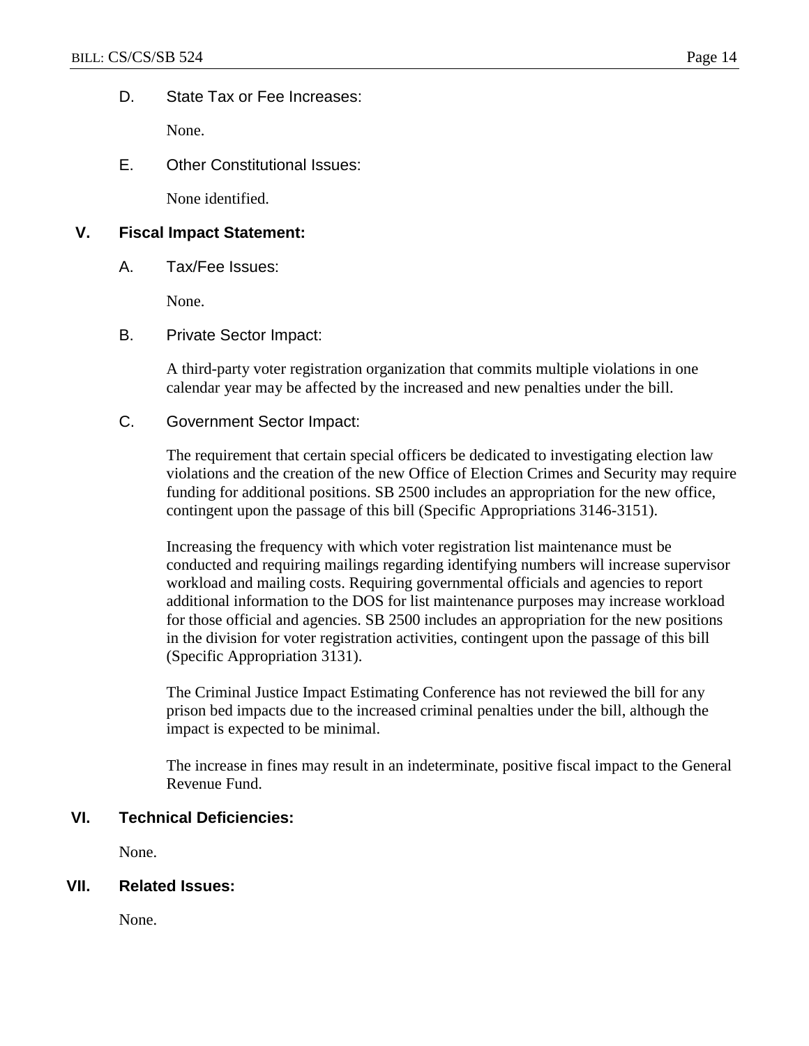D. State Tax or Fee Increases:

None.

E. Other Constitutional Issues:

None identified.

## V. Fiscal Impact Statement:

A. Tax/Fee Issues:

None.

B. Private Sector Impact:

A third-party voter registration organization that commits multiple violations in one calendar year may be affected by the increased and new penalties under the bill.

C. Government Sector Impact:

The requirement that certain special officers be dedicated to investigating election law violations and the creation of the new Office of Election Crimes and Security may require funding for additional positions. SB 2500 includes an appropriation for the new office, contingent upon the passage of this bill (Specific Appropriations 3146-3151).

Increasing the frequency with which voter registration list maintenance must be conducted and requiring mailings regarding identifying numbers will increase supervisor workload and mailing costs. Requiring governmental officials and agencies to report additional information to the DOS for list maintenance purposes may increase workload for those official and agencies. SB 2500 includes an appropriation for the new positions in the division for voter registration activities, contingent upon the passage of this bill (Specific Appropriation 3131).

The Criminal Justice Impact Estimating Conference has not reviewed the bill for any prison bed impacts due to the increased criminal penalties under the bill, although the impact is expected to be minimal.

The increase in fines may result in an indeterminate, positive fiscal impact to the General Revenue Fund.

## VI. Technical Deficiencies:

None.

## VII. Related Issues:

None.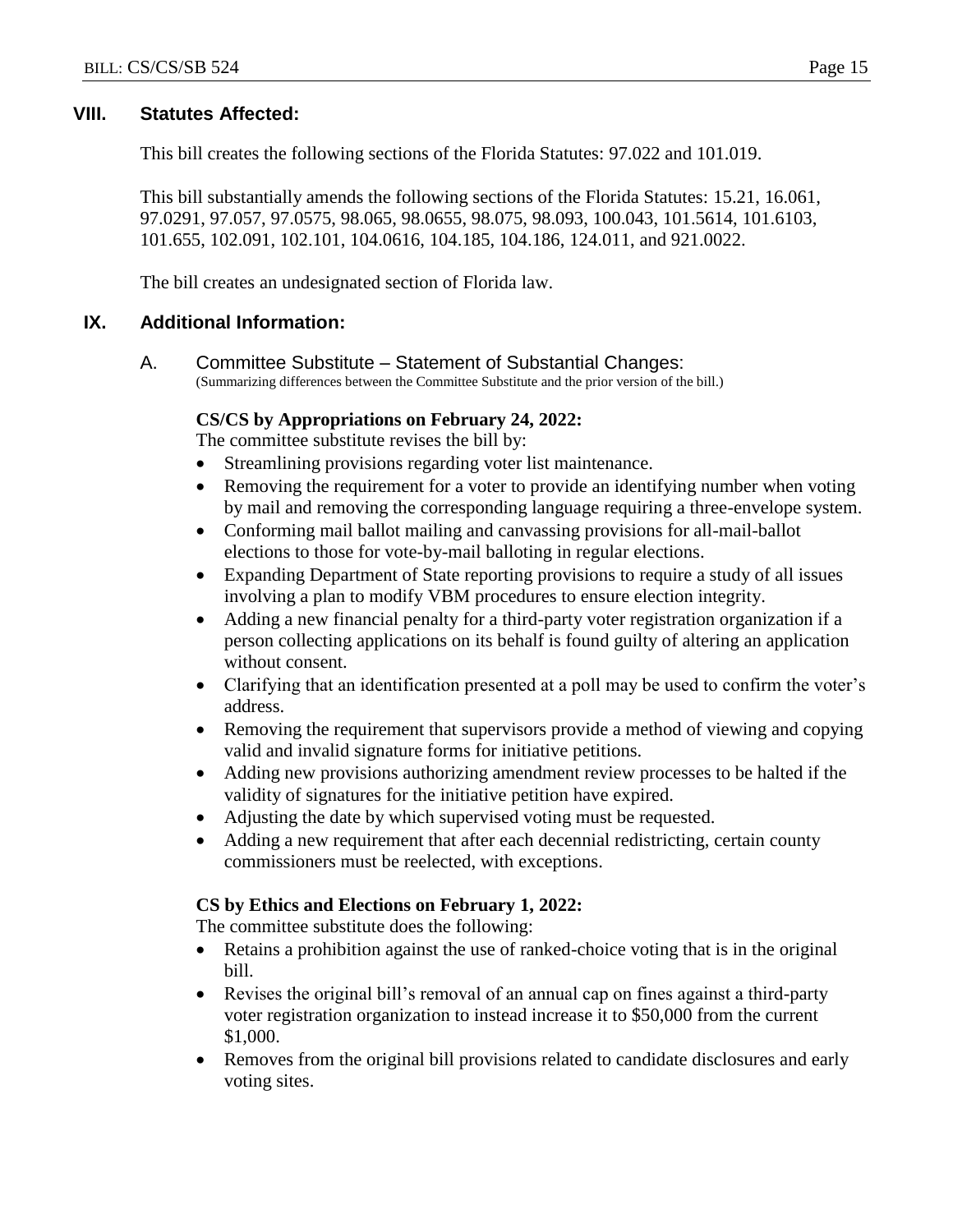## VIII. Statutes Affected:

This bill creates the following sections of the Florida Statutes: 97.022 and 101.019.

This bill substantially amends the following sections of the Florida Statutes: 15.21, 16.061, 97.0291, 97.057, 97.0575, 98.065, 98.0655, 98.075, 98.093, 100.043, 101.5614, 101.6103, 101.655, 102.091, 102.101, 104.0616, 104.185, 104.186, 124.011, and 921.0022.

The bill creates an undesignated section of Florida law.

## IX. Additional Information:

### A. Committee Substitute – Statement of Substantial Changes:

(Summarizing differences between the Committee Substitute and the prior version of the bill.)

**CS/CS by Appropriations on February 24, 2022:**

The committee substitute revises the bill by:

- Streamlining provisions regarding voter list maintenance.
- Removing the requirement for a voter to provide an identifying number when voting by mail and removing the corresponding language requiring a three-envelope system.
- Conforming mail ballot mailing and canvassing provisions for all-mail-ballot elections to those for vote-by-mail balloting in regular elections.
- Expanding Department of State reporting provisions to require a study of all issues involving a plan to modify VBM procedures to ensure election integrity.
- Adding a new financial penalty for a third-party voter registration organization if a person collecting applications on its behalf is found guilty of altering an application without consent.
- Clarifying that an identification presented at a poll may be used to confirm the voter's address.
- Removing the requirement that supervisors provide a method of viewing and copying valid and invalid signature forms for initiative petitions.
- Adding new provisions authorizing amendment review processes to be halted if the validity of signatures for the initiative petition have expired.
- Adjusting the date by which supervised voting must be requested.
- Adding a new requirement that after each decennial redistricting, certain county commissioners must be reelected, with exceptions.

**CS by Ethics and Elections on February 1, 2022:**

The committee substitute does the following:

- Retains a prohibition against the use of ranked-choice voting that is in the original bill.
- Revises the original bill's removal of an annual cap on fines against a third-party voter registration organization to instead increase it to $50,000 from the current $1,000.
- Removes from the original bill provisions related to candidate disclosures and early voting sites.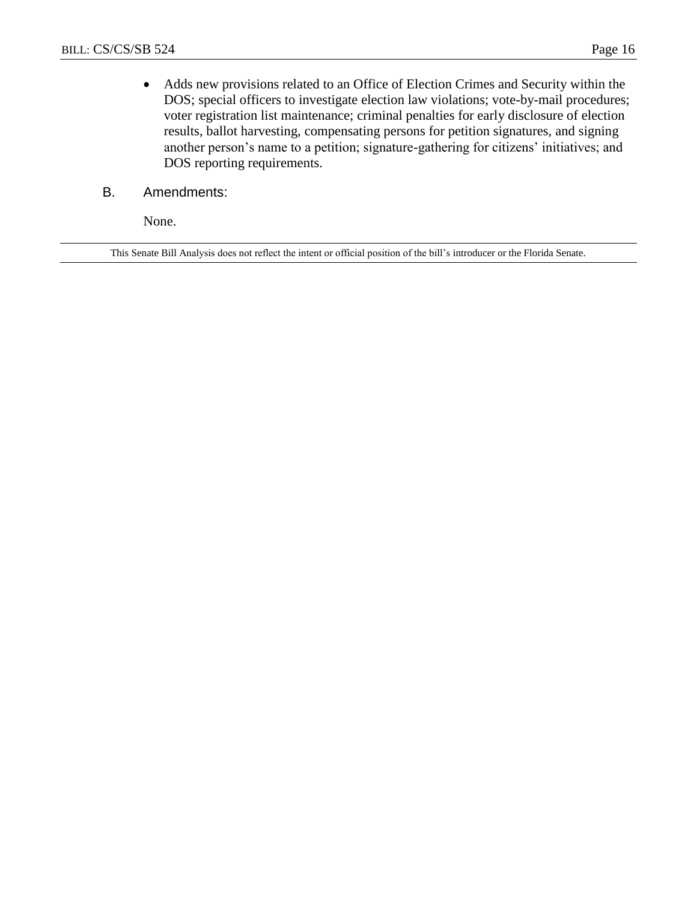- Adds new provisions related to an Office of Election Crimes and Security within the DOS; special officers to investigate election law violations; vote-by-mail procedures; voter registration list maintenance; criminal penalties for early disclosure of election results, ballot harvesting, compensating persons for petition signatures, and signing another person's name to a petition; signature-gathering for citizens' initiatives; and DOS reporting requirements.

### B. Amendments:

None.

This Senate Bill Analysis does not reflect the intent or official position of the bill's introducer or the Florida Senate.